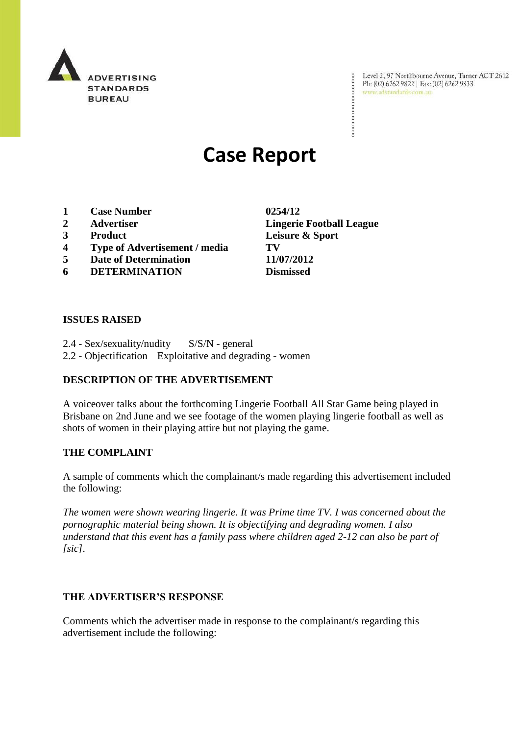ADVERTISING STANDARDS BUREAU

Level 2, 97 Northbourne Avenue, Turner ACT 2612
Ph: (02) 6262 9822 | Fax: (02) 6262 9833
www.adstandards.com.au

# Case Report

| | | |
|---|---|---|
| 1 | **Case Number** | **0254/12** |
| 2 | **Advertiser** | **Lingerie Football League** |
| 3 | **Product** | **Leisure & Sport** |
| 4 | **Type of Advertisement / media** | **TV** |
| 5 | **Date of Determination** | **11/07/2012** |
| 6 | **DETERMINATION** | **Dismissed** |

## ISSUES RAISED

2.4 - Sex/sexuality/nudity S/S/N - general
2.2 - Objectification Exploitative and degrading - women

## DESCRIPTION OF THE ADVERTISEMENT

A voiceover talks about the forthcoming Lingerie Football All Star Game being played in Brisbane on 2nd June and we see footage of the women playing lingerie football as well as shots of women in their playing attire but not playing the game.

## THE COMPLAINT

A sample of comments which the complainant/s made regarding this advertisement included the following:

*The women were shown wearing lingerie. It was Prime time TV. I was concerned about the pornographic material being shown. It is objectifying and degrading women. I also understand that this event has a family pass where children aged 2-12 can also be part of [sic].*

## THE ADVERTISER'S RESPONSE

Comments which the advertiser made in response to the complainant/s regarding this advertisement include the following: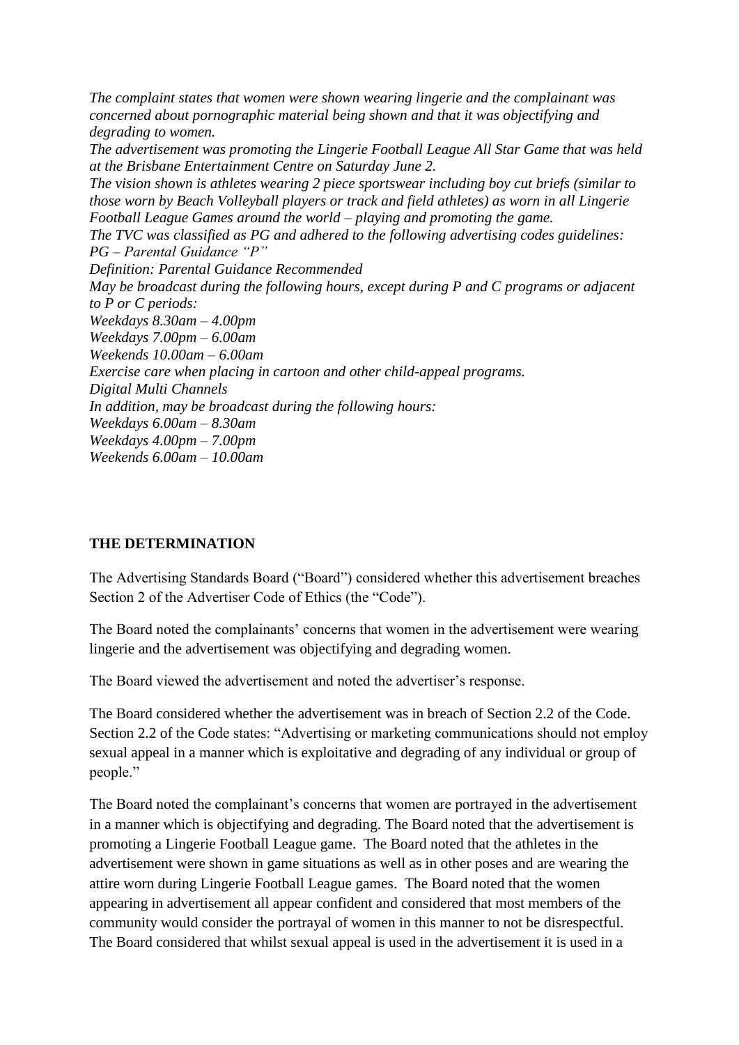*The complaint states that women were shown wearing lingerie and the complainant was concerned about pornographic material being shown and that it was objectifying and degrading to women.*
*The advertisement was promoting the Lingerie Football League All Star Game that was held at the Brisbane Entertainment Centre on Saturday June 2.*
*The vision shown is athletes wearing 2 piece sportswear including boy cut briefs (similar to those worn by Beach Volleyball players or track and field athletes) as worn in all Lingerie Football League Games around the world – playing and promoting the game.*
*The TVC was classified as PG and adhered to the following advertising codes guidelines:*
*PG – Parental Guidance "P"*
*Definition: Parental Guidance Recommended*
*May be broadcast during the following hours, except during P and C programs or adjacent to P or C periods:*
*Weekdays 8.30am – 4.00pm*
*Weekdays 7.00pm – 6.00am*
*Weekends 10.00am – 6.00am*
*Exercise care when placing in cartoon and other child-appeal programs.*
*Digital Multi Channels*
*In addition, may be broadcast during the following hours:*
*Weekdays 6.00am – 8.30am*
*Weekdays 4.00pm – 7.00pm*
*Weekends 6.00am – 10.00am*

**THE DETERMINATION**

The Advertising Standards Board ("Board") considered whether this advertisement breaches Section 2 of the Advertiser Code of Ethics (the "Code").

The Board noted the complainants' concerns that women in the advertisement were wearing lingerie and the advertisement was objectifying and degrading women.

The Board viewed the advertisement and noted the advertiser's response.

The Board considered whether the advertisement was in breach of Section 2.2 of the Code. Section 2.2 of the Code states: "Advertising or marketing communications should not employ sexual appeal in a manner which is exploitative and degrading of any individual or group of people."

The Board noted the complainant's concerns that women are portrayed in the advertisement in a manner which is objectifying and degrading. The Board noted that the advertisement is promoting a Lingerie Football League game. The Board noted that the athletes in the advertisement were shown in game situations as well as in other poses and are wearing the attire worn during Lingerie Football League games. The Board noted that the women appearing in advertisement all appear confident and considered that most members of the community would consider the portrayal of women in this manner to not be disrespectful. The Board considered that whilst sexual appeal is used in the advertisement it is used in a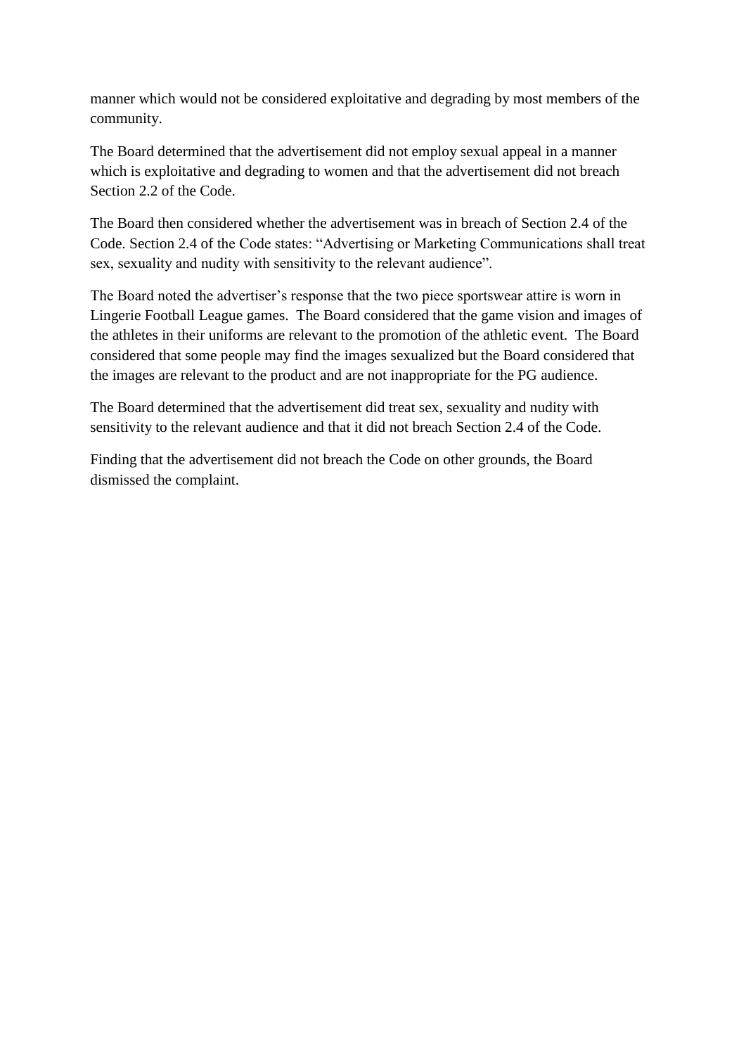manner which would not be considered exploitative and degrading by most members of the community.

The Board determined that the advertisement did not employ sexual appeal in a manner which is exploitative and degrading to women and that the advertisement did not breach Section 2.2 of the Code.

The Board then considered whether the advertisement was in breach of Section 2.4 of the Code. Section 2.4 of the Code states: “Advertising or Marketing Communications shall treat sex, sexuality and nudity with sensitivity to the relevant audience”.

The Board noted the advertiser’s response that the two piece sportswear attire is worn in Lingerie Football League games. The Board considered that the game vision and images of the athletes in their uniforms are relevant to the promotion of the athletic event. The Board considered that some people may find the images sexualized but the Board considered that the images are relevant to the product and are not inappropriate for the PG audience.

The Board determined that the advertisement did treat sex, sexuality and nudity with sensitivity to the relevant audience and that it did not breach Section 2.4 of the Code.

Finding that the advertisement did not breach the Code on other grounds, the Board dismissed the complaint.